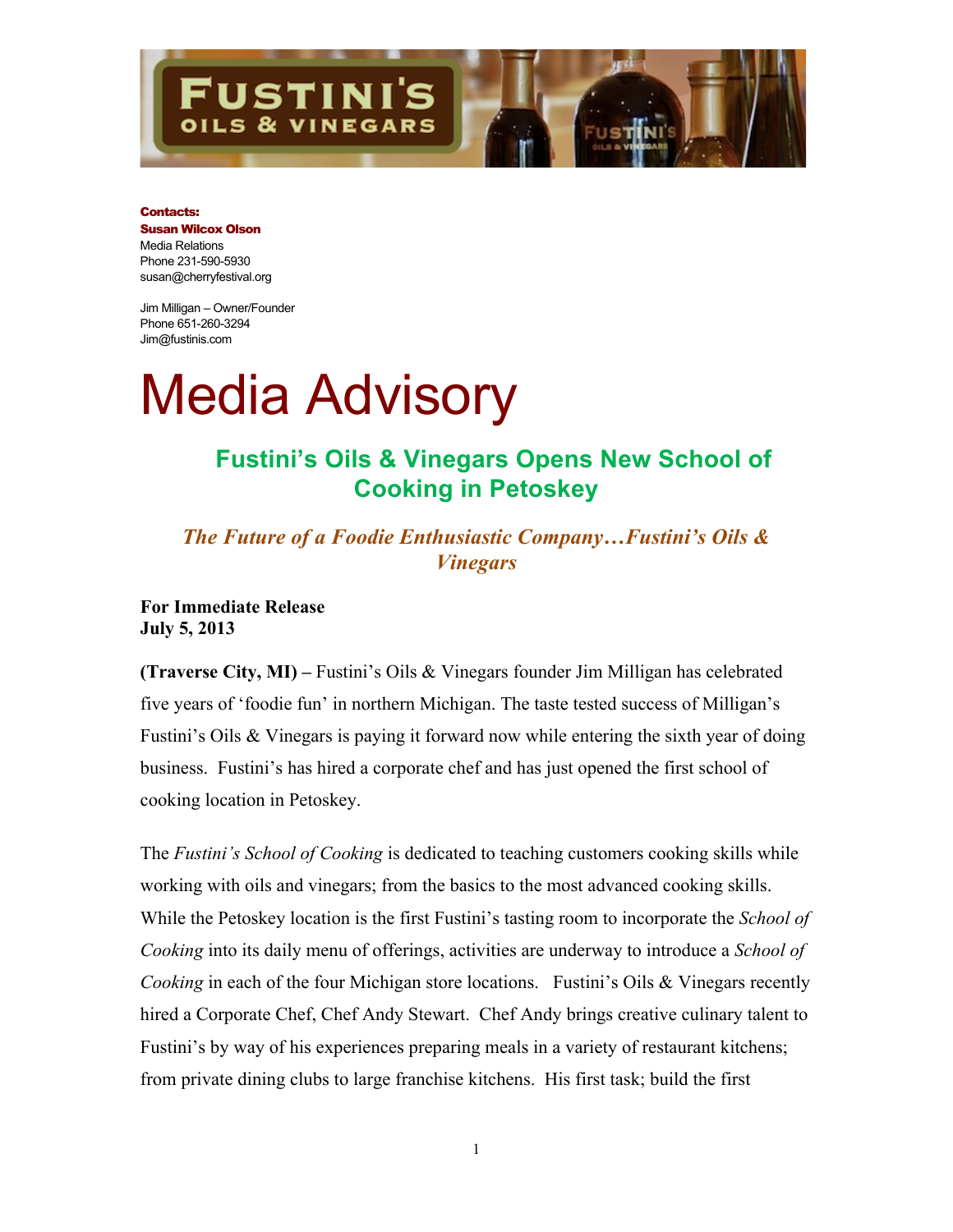**Contacts:**
**Susan Wilcox Olson**
Media Relations
Phone 231-590-5930
susan@cherryfestival.org

Jim Milligan – Owner/Founder
Phone 651-260-3294
Jim@fustinis.com

# Media Advisory

## Fustini's Oils & Vinegars Opens New School of Cooking in Petoskey

### *The Future of a Foodie Enthusiastic Company…Fustini's Oils & Vinegars*

**For Immediate Release**
**July 5, 2013**

**(Traverse City, MI) –** Fustini's Oils & Vinegars founder Jim Milligan has celebrated five years of 'foodie fun' in northern Michigan. The taste tested success of Milligan's Fustini's Oils & Vinegars is paying it forward now while entering the sixth year of doing business. Fustini's has hired a corporate chef and has just opened the first school of cooking location in Petoskey.

The *Fustini's School of Cooking* is dedicated to teaching customers cooking skills while working with oils and vinegars; from the basics to the most advanced cooking skills. While the Petoskey location is the first Fustini's tasting room to incorporate the *School of Cooking* into its daily menu of offerings, activities are underway to introduce a *School of Cooking* in each of the four Michigan store locations. Fustini's Oils & Vinegars recently hired a Corporate Chef, Chef Andy Stewart. Chef Andy brings creative culinary talent to Fustini's by way of his experiences preparing meals in a variety of restaurant kitchens; from private dining clubs to large franchise kitchens. His first task; build the first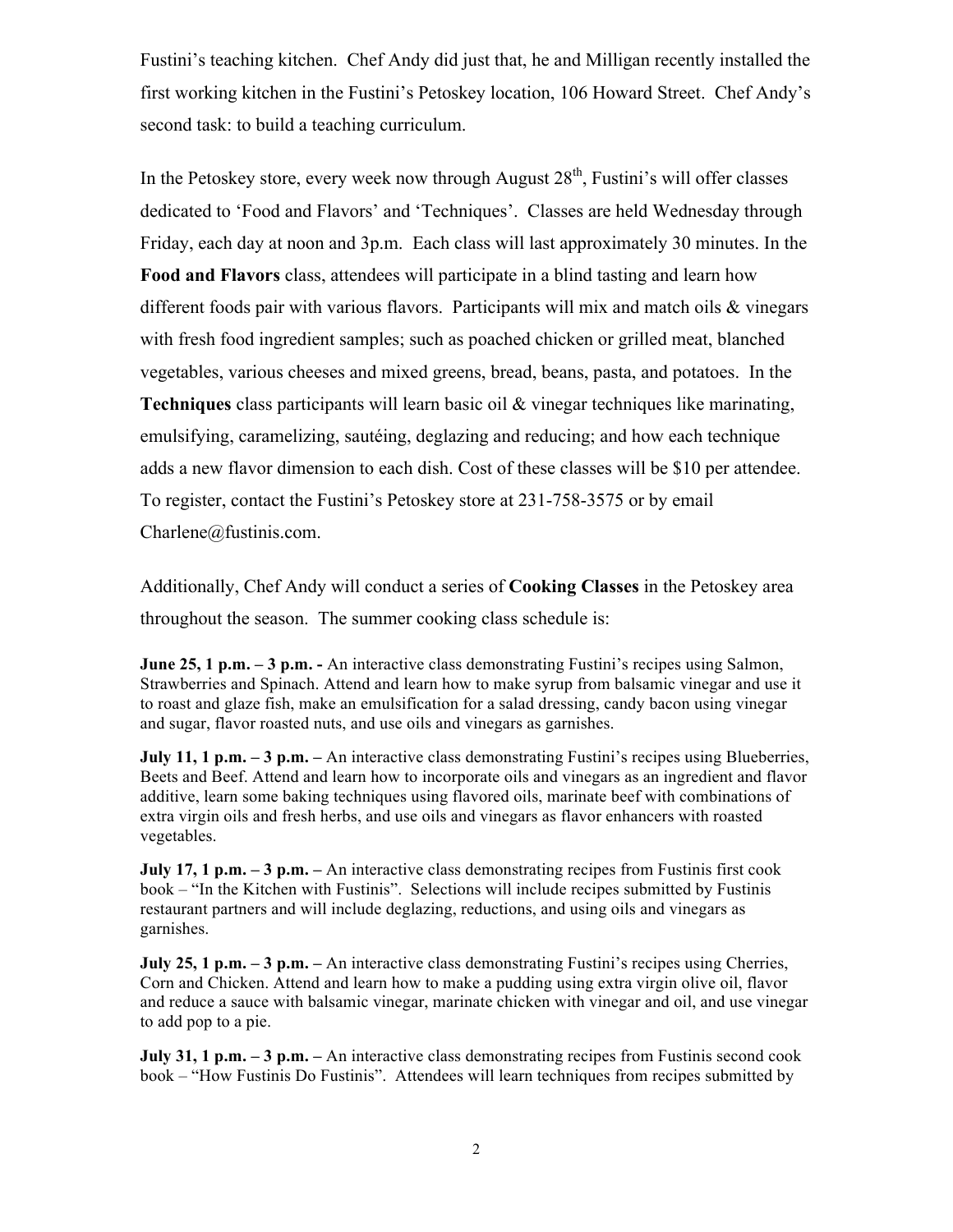Fustini's teaching kitchen. Chef Andy did just that, he and Milligan recently installed the first working kitchen in the Fustini's Petoskey location, 106 Howard Street. Chef Andy's second task: to build a teaching curriculum.

In the Petoskey store, every week now through August 28th, Fustini's will offer classes dedicated to 'Food and Flavors' and 'Techniques'. Classes are held Wednesday through Friday, each day at noon and 3p.m. Each class will last approximately 30 minutes. In the **Food and Flavors** class, attendees will participate in a blind tasting and learn how different foods pair with various flavors. Participants will mix and match oils & vinegars with fresh food ingredient samples; such as poached chicken or grilled meat, blanched vegetables, various cheeses and mixed greens, bread, beans, pasta, and potatoes. In the **Techniques** class participants will learn basic oil & vinegar techniques like marinating, emulsifying, caramelizing, sautéing, deglazing and reducing; and how each technique adds a new flavor dimension to each dish. Cost of these classes will be $10 per attendee. To register, contact the Fustini's Petoskey store at 231-758-3575 or by email Charlene@fustinis.com.

Additionally, Chef Andy will conduct a series of **Cooking Classes** in the Petoskey area throughout the season. The summer cooking class schedule is:

**June 25, 1 p.m. – 3 p.m. -** An interactive class demonstrating Fustini's recipes using Salmon, Strawberries and Spinach. Attend and learn how to make syrup from balsamic vinegar and use it to roast and glaze fish, make an emulsification for a salad dressing, candy bacon using vinegar and sugar, flavor roasted nuts, and use oils and vinegars as garnishes.

**July 11, 1 p.m. – 3 p.m. –** An interactive class demonstrating Fustini's recipes using Blueberries, Beets and Beef. Attend and learn how to incorporate oils and vinegars as an ingredient and flavor additive, learn some baking techniques using flavored oils, marinate beef with combinations of extra virgin oils and fresh herbs, and use oils and vinegars as flavor enhancers with roasted vegetables.

**July 17, 1 p.m. – 3 p.m. –** An interactive class demonstrating recipes from Fustinis first cook book – "In the Kitchen with Fustinis". Selections will include recipes submitted by Fustinis restaurant partners and will include deglazing, reductions, and using oils and vinegars as garnishes.

**July 25, 1 p.m. – 3 p.m. –** An interactive class demonstrating Fustini's recipes using Cherries, Corn and Chicken. Attend and learn how to make a pudding using extra virgin olive oil, flavor and reduce a sauce with balsamic vinegar, marinate chicken with vinegar and oil, and use vinegar to add pop to a pie.

**July 31, 1 p.m. – 3 p.m. –** An interactive class demonstrating recipes from Fustinis second cook book – "How Fustinis Do Fustinis". Attendees will learn techniques from recipes submitted by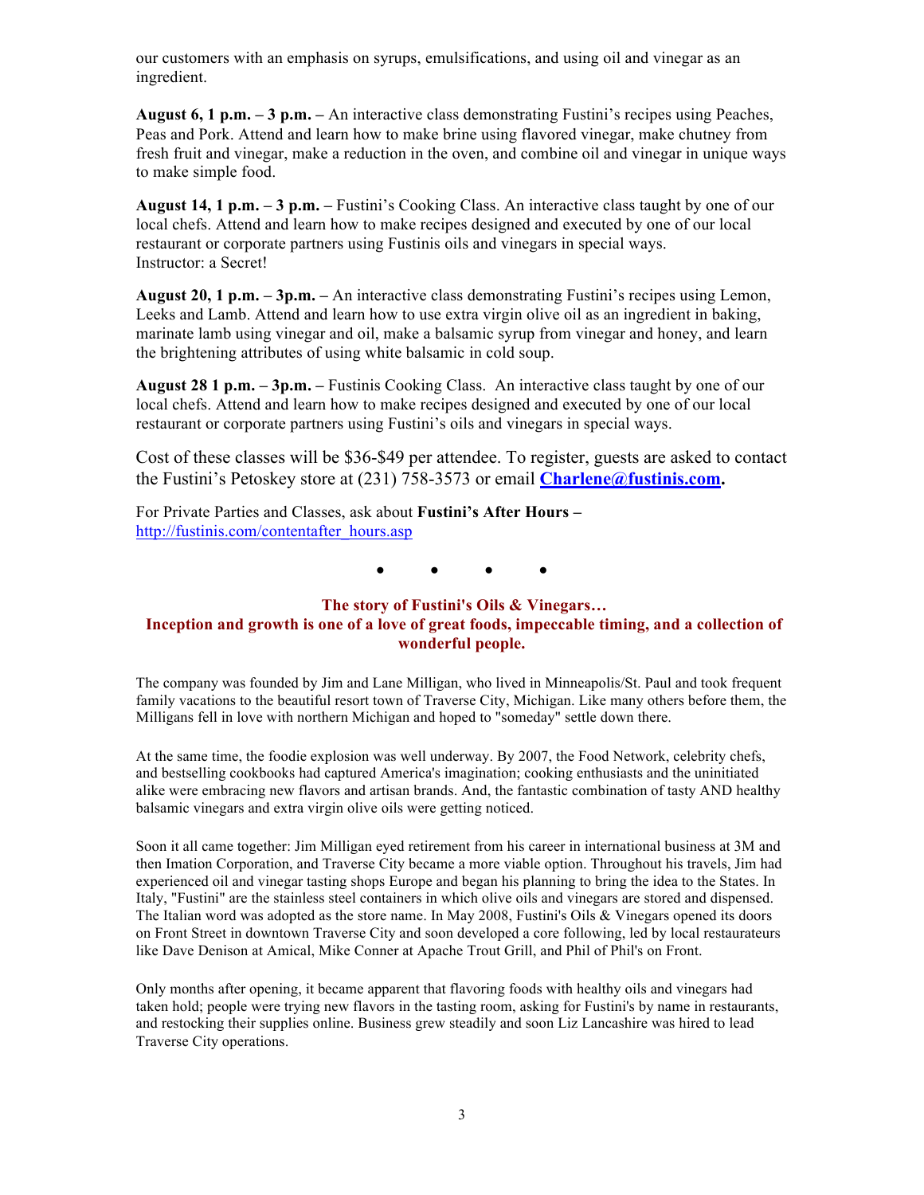our customers with an emphasis on syrups, emulsifications, and using oil and vinegar as an ingredient.

**August 6, 1 p.m. – 3 p.m. –** An interactive class demonstrating Fustini's recipes using Peaches, Peas and Pork. Attend and learn how to make brine using flavored vinegar, make chutney from fresh fruit and vinegar, make a reduction in the oven, and combine oil and vinegar in unique ways to make simple food.

**August 14, 1 p.m. – 3 p.m. –** Fustini's Cooking Class. An interactive class taught by one of our local chefs. Attend and learn how to make recipes designed and executed by one of our local restaurant or corporate partners using Fustinis oils and vinegars in special ways.
Instructor: a Secret!

**August 20, 1 p.m. – 3p.m. –** An interactive class demonstrating Fustini's recipes using Lemon, Leeks and Lamb. Attend and learn how to use extra virgin olive oil as an ingredient in baking, marinate lamb using vinegar and oil, make a balsamic syrup from vinegar and honey, and learn the brightening attributes of using white balsamic in cold soup.

**August 28 1 p.m. – 3p.m. –** Fustinis Cooking Class. An interactive class taught by one of our local chefs. Attend and learn how to make recipes designed and executed by one of our local restaurant or corporate partners using Fustini's oils and vinegars in special ways.

Cost of these classes will be $36-$49 per attendee. To register, guests are asked to contact the Fustini's Petoskey store at (231) 758-3573 or email **[Charlene@fustinis.com](mailto:Charlene@fustinis.com).**

For Private Parties and Classes, ask about **Fustini's After Hours –** [http://fustinis.com/contentafter_hours.asp](http://fustinis.com/contentafter_hours.asp)

• • • •

**The story of Fustini's Oils & Vinegars…**
**Inception and growth is one of a love of great foods, impeccable timing, and a collection of wonderful people.**

The company was founded by Jim and Lane Milligan, who lived in Minneapolis/St. Paul and took frequent family vacations to the beautiful resort town of Traverse City, Michigan. Like many others before them, the Milligans fell in love with northern Michigan and hoped to "someday" settle down there.

At the same time, the foodie explosion was well underway. By 2007, the Food Network, celebrity chefs, and bestselling cookbooks had captured America's imagination; cooking enthusiasts and the uninitiated alike were embracing new flavors and artisan brands. And, the fantastic combination of tasty AND healthy balsamic vinegars and extra virgin olive oils were getting noticed.

Soon it all came together: Jim Milligan eyed retirement from his career in international business at 3M and then Imation Corporation, and Traverse City became a more viable option. Throughout his travels, Jim had experienced oil and vinegar tasting shops Europe and began his planning to bring the idea to the States. In Italy, "Fustini" are the stainless steel containers in which olive oils and vinegars are stored and dispensed. The Italian word was adopted as the store name. In May 2008, Fustini's Oils & Vinegars opened its doors on Front Street in downtown Traverse City and soon developed a core following, led by local restaurateurs like Dave Denison at Amical, Mike Conner at Apache Trout Grill, and Phil of Phil's on Front.

Only months after opening, it became apparent that flavoring foods with healthy oils and vinegars had taken hold; people were trying new flavors in the tasting room, asking for Fustini's by name in restaurants, and restocking their supplies online. Business grew steadily and soon Liz Lancashire was hired to lead Traverse City operations.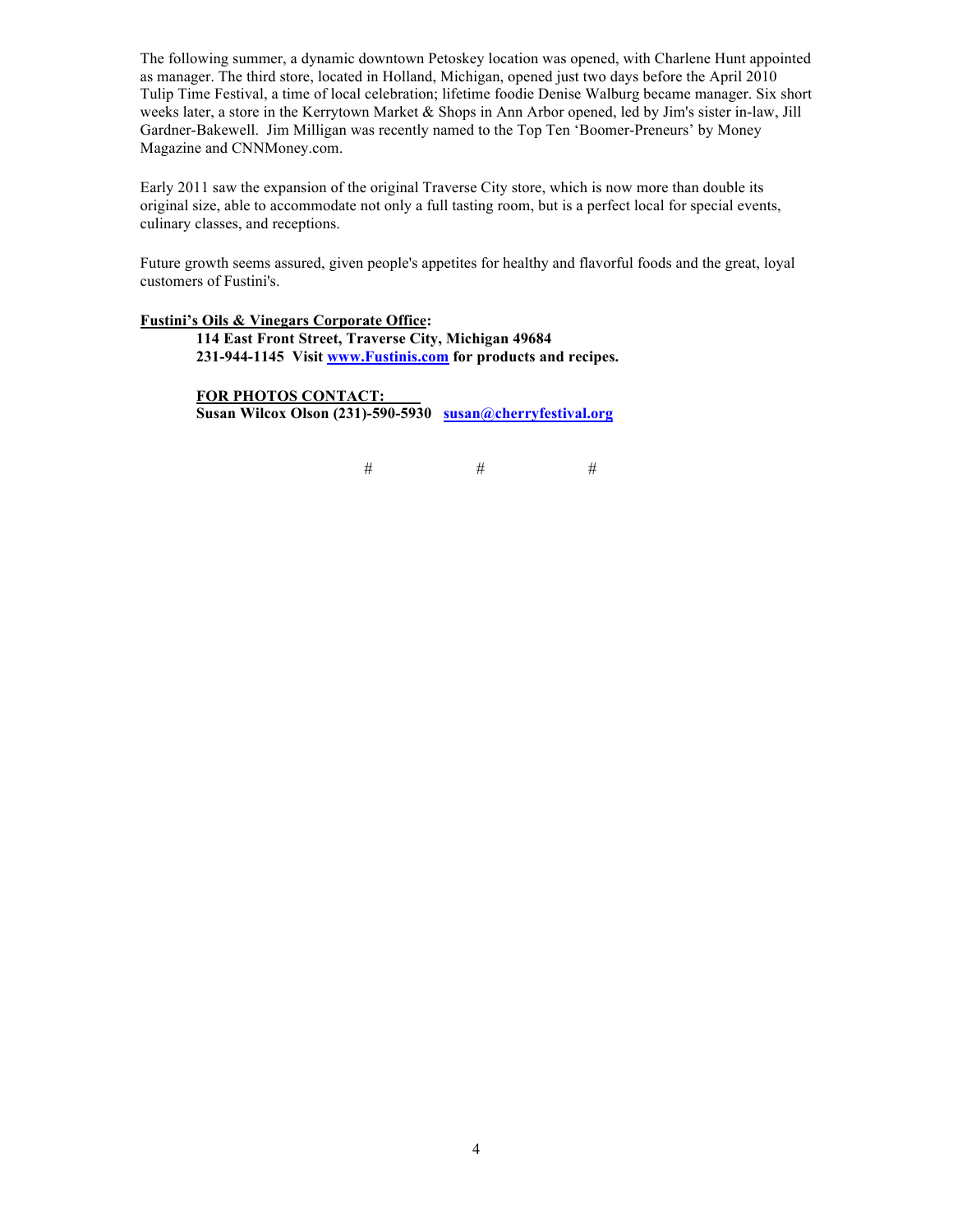The following summer, a dynamic downtown Petoskey location was opened, with Charlene Hunt appointed as manager. The third store, located in Holland, Michigan, opened just two days before the April 2010 Tulip Time Festival, a time of local celebration; lifetime foodie Denise Walburg became manager. Six short weeks later, a store in the Kerrytown Market & Shops in Ann Arbor opened, led by Jim's sister in-law, Jill Gardner-Bakewell. Jim Milligan was recently named to the Top Ten 'Boomer-Preneurs' by Money Magazine and CNNMoney.com.

Early 2011 saw the expansion of the original Traverse City store, which is now more than double its original size, able to accommodate not only a full tasting room, but is a perfect local for special events, culinary classes, and receptions.

Future growth seems assured, given people's appetites for healthy and flavorful foods and the great, loyal customers of Fustini's.

**Fustini's Oils & Vinegars Corporate Office:**

**114 East Front Street, Traverse City, Michigan 49684**
**231-944-1145 Visit www.Fustinis.com for products and recipes.**

**FOR PHOTOS CONTACT:**
**Susan Wilcox Olson (231)-590-5930 susan@cherryfestival.org**

# # #